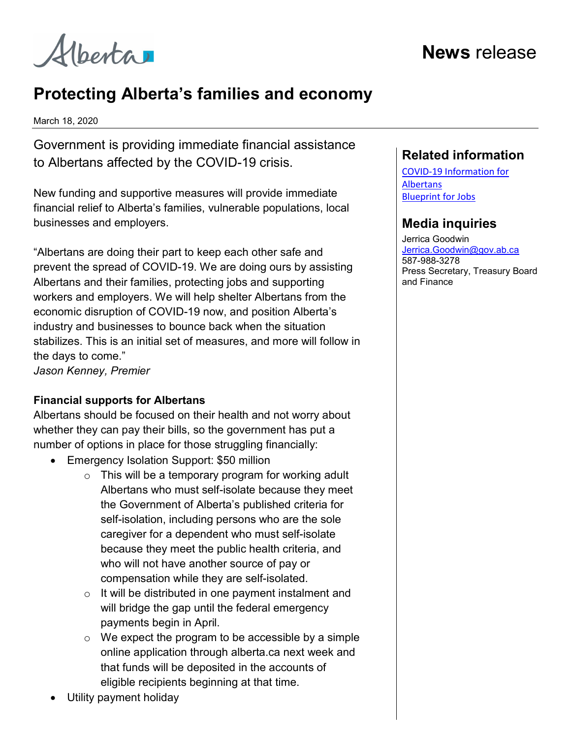Alberta

**News** release

# Protecting Alberta's families and economy

March 18, 2020

Government is providing immediate financial assistance to Albertans affected by the COVID-19 crisis.

New funding and supportive measures will provide immediate financial relief to Alberta's families, vulnerable populations, local businesses and employers.

"Albertans are doing their part to keep each other safe and prevent the spread of COVID-19. We are doing ours by assisting Albertans and their families, protecting jobs and supporting workers and employers. We will help shelter Albertans from the economic disruption of COVID-19 now, and position Alberta's industry and businesses to bounce back when the situation stabilizes. This is an initial set of measures, and more will follow in the days to come."
*Jason Kenney, Premier*

**Financial supports for Albertans**
Albertans should be focused on their health and not worry about whether they can pay their bills, so the government has put a number of options in place for those struggling financially:

- Emergency Isolation Support: $50 million
  - This will be a temporary program for working adult Albertans who must self-isolate because they meet the Government of Alberta's published criteria for self-isolation, including persons who are the sole caregiver for a dependent who must self-isolate because they meet the public health criteria, and who will not have another source of pay or compensation while they are self-isolated.
  - It will be distributed in one payment instalment and will bridge the gap until the federal emergency payments begin in April.
  - We expect the program to be accessible by a simple online application through alberta.ca next week and that funds will be deposited in the accounts of eligible recipients beginning at that time.
- Utility payment holiday

## Related information

[COVID-19 Information for Albertans](#)
[Blueprint for Jobs](#)

## Media inquiries

Jerrica Goodwin
Jerrica.Goodwin@gov.ab.ca
587-988-3278
Press Secretary, Treasury Board and Finance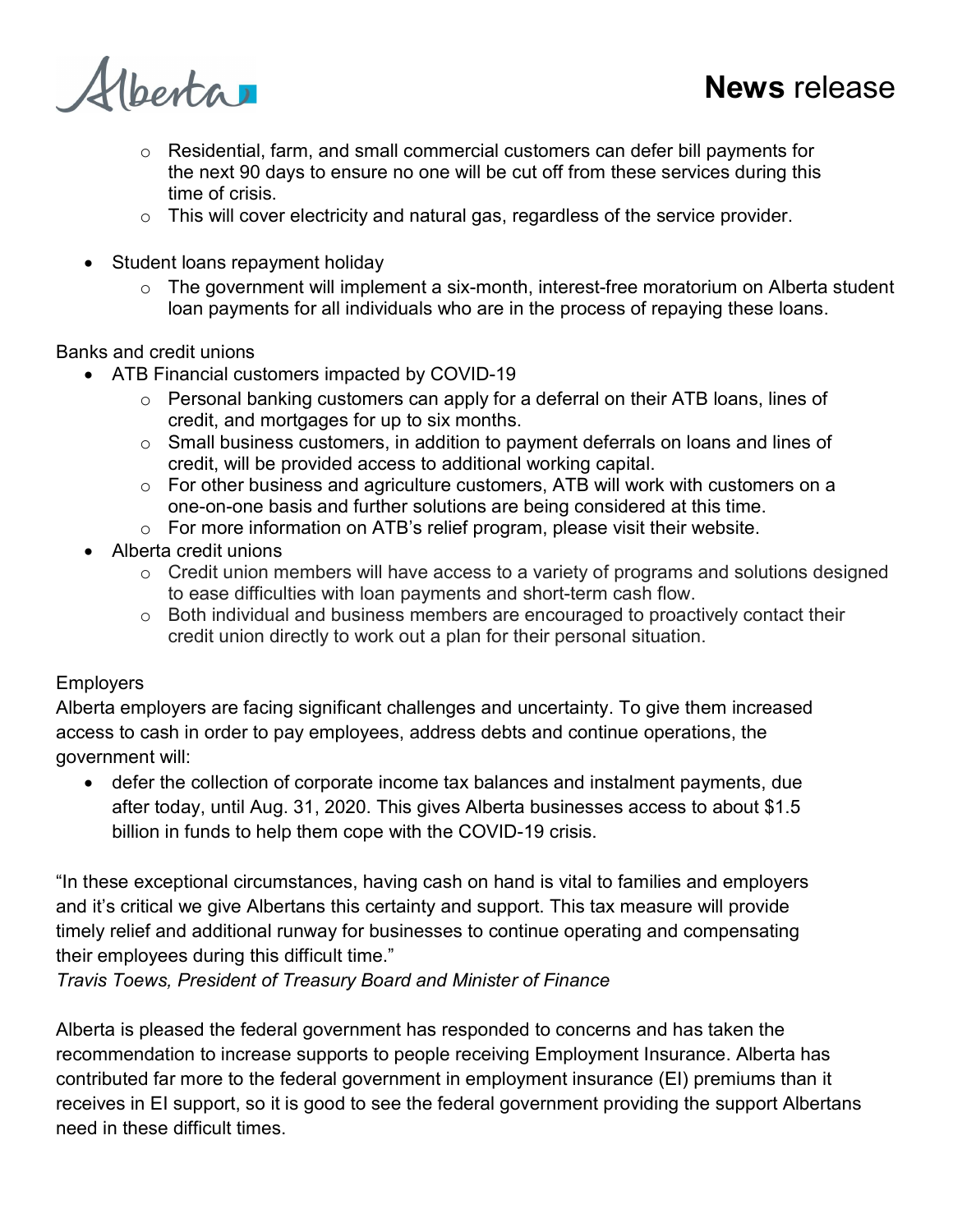- Residential, farm, and small commercial customers can defer bill payments for the next 90 days to ensure no one will be cut off from these services during this time of crisis.
  - This will cover electricity and natural gas, regardless of the service provider.

- Student loans repayment holiday
  - The government will implement a six-month, interest-free moratorium on Alberta student loan payments for all individuals who are in the process of repaying these loans.

Banks and credit unions

- ATB Financial customers impacted by COVID-19
  - Personal banking customers can apply for a deferral on their ATB loans, lines of credit, and mortgages for up to six months.
  - Small business customers, in addition to payment deferrals on loans and lines of credit, will be provided access to additional working capital.
  - For other business and agriculture customers, ATB will work with customers on a one-on-one basis and further solutions are being considered at this time.
  - For more information on ATB's relief program, please visit their website.
- Alberta credit unions
  - Credit union members will have access to a variety of programs and solutions designed to ease difficulties with loan payments and short-term cash flow.
  - Both individual and business members are encouraged to proactively contact their credit union directly to work out a plan for their personal situation.

Employers

Alberta employers are facing significant challenges and uncertainty. To give them increased access to cash in order to pay employees, address debts and continue operations, the government will:

- defer the collection of corporate income tax balances and instalment payments, due after today, until Aug. 31, 2020. This gives Alberta businesses access to about $1.5 billion in funds to help them cope with the COVID-19 crisis.

"In these exceptional circumstances, having cash on hand is vital to families and employers and it's critical we give Albertans this certainty and support. This tax measure will provide timely relief and additional runway for businesses to continue operating and compensating their employees during this difficult time."

*Travis Toews, President of Treasury Board and Minister of Finance*

Alberta is pleased the federal government has responded to concerns and has taken the recommendation to increase supports to people receiving Employment Insurance. Alberta has contributed far more to the federal government in employment insurance (EI) premiums than it receives in EI support, so it is good to see the federal government providing the support Albertans need in these difficult times.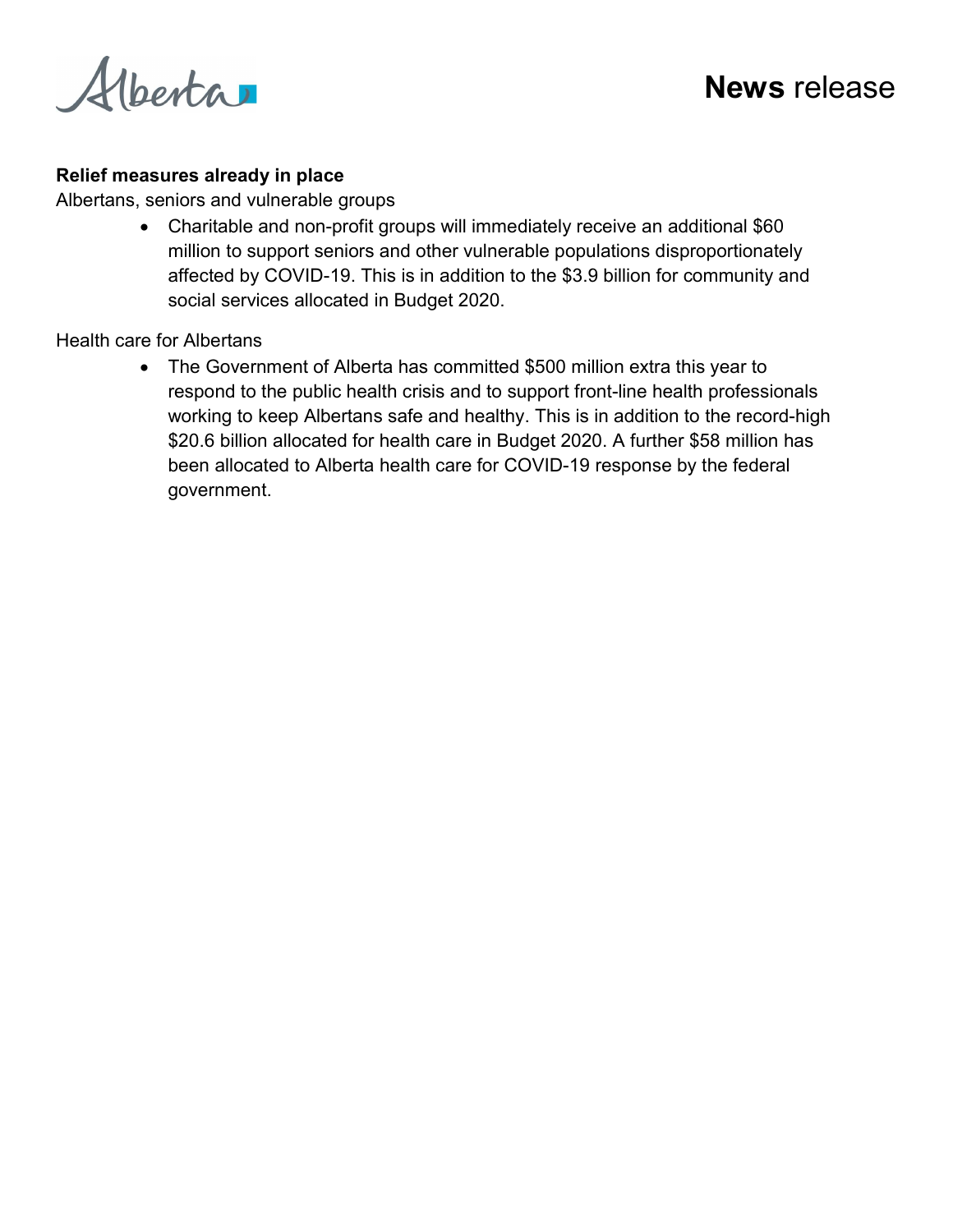**Relief measures already in place**

Albertans, seniors and vulnerable groups

- Charitable and non-profit groups will immediately receive an additional $60 million to support seniors and other vulnerable populations disproportionately affected by COVID-19. This is in addition to the $3.9 billion for community and social services allocated in Budget 2020.

Health care for Albertans

- The Government of Alberta has committed $500 million extra this year to respond to the public health crisis and to support front-line health professionals working to keep Albertans safe and healthy. This is in addition to the record-high $20.6 billion allocated for health care in Budget 2020. A further $58 million has been allocated to Alberta health care for COVID-19 response by the federal government.